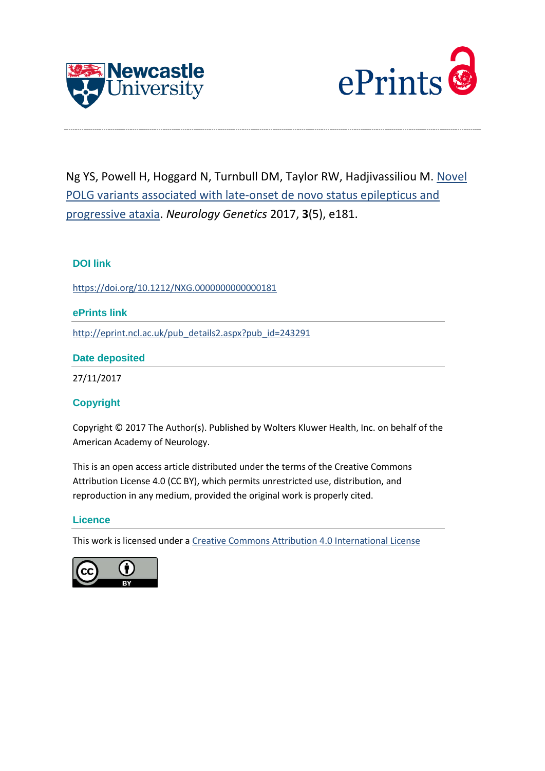Ng YS, Powell H, Hoggard N, Turnbull DM, Taylor RW, Hadjivassiliou M. Novel POLG variants associated with late-onset de novo status epilepticus and progressive ataxia. *Neurology Genetics* 2017, **3**(5), e181.

### DOI link

https://doi.org/10.1212/NXG.0000000000000181

### ePrints link

http://eprint.ncl.ac.uk/pub_details2.aspx?pub_id=243291

### Date deposited

27/11/2017

### Copyright

Copyright © 2017 The Author(s). Published by Wolters Kluwer Health, Inc. on behalf of the American Academy of Neurology.

This is an open access article distributed under the terms of the Creative Commons Attribution License 4.0 (CC BY), which permits unrestricted use, distribution, and reproduction in any medium, provided the original work is properly cited.

### Licence

This work is licensed under a Creative Commons Attribution 4.0 International License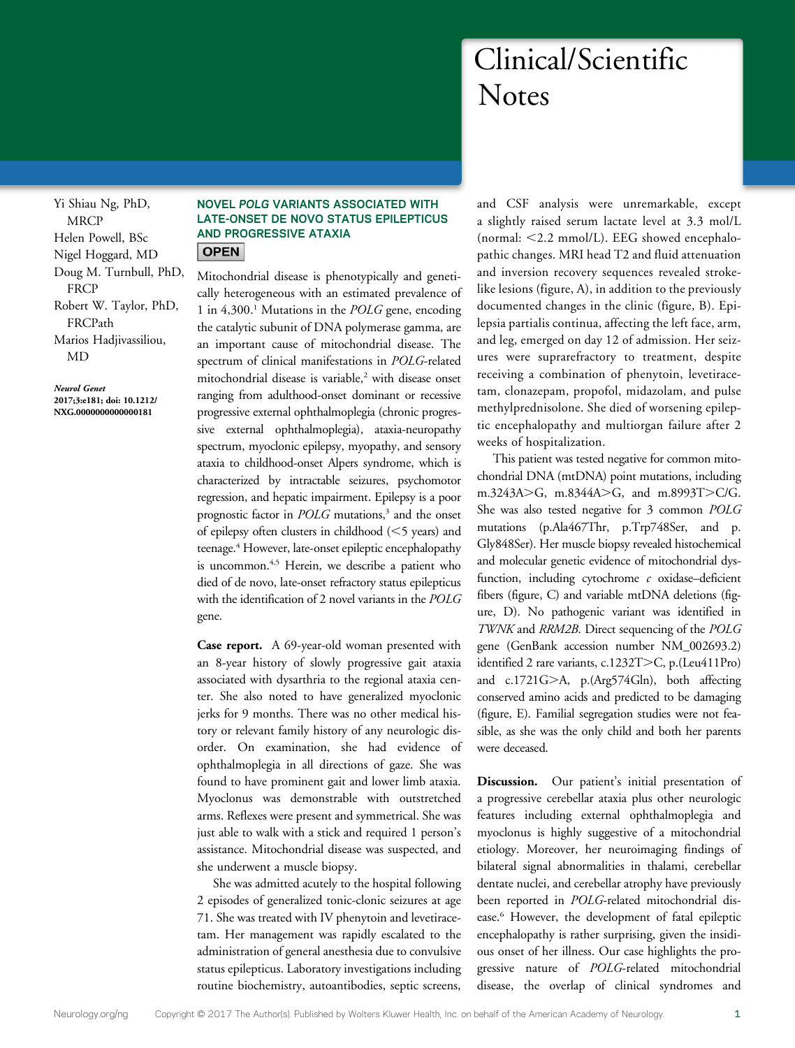# Clinical/Scientific Notes

Yi Shiau Ng, PhD, MRCP
Helen Powell, BSc
Nigel Hoggard, MD
Doug M. Turnbull, PhD, FRCP
Robert W. Taylor, PhD, FRCPath
Marios Hadjivassiliou, MD

*Neurol Genet* 2017;3:e181; doi: 10.1212/NXG.0000000000000181

## NOVEL *POLG* VARIANTS ASSOCIATED WITH LATE-ONSET DE NOVO STATUS EPILEPTICUS AND PROGRESSIVE ATAXIA

**OPEN**

Mitochondrial disease is phenotypically and genetically heterogeneous with an estimated prevalence of 1 in 4,300.[1] Mutations in the *POLG* gene, encoding the catalytic subunit of DNA polymerase gamma, are an important cause of mitochondrial disease. The spectrum of clinical manifestations in *POLG*-related mitochondrial disease is variable,[2] with disease onset ranging from adulthood-onset dominant or recessive progressive external ophthalmoplegia (chronic progressive external ophthalmoplegia), ataxia-neuropathy spectrum, myoclonic epilepsy, myopathy, and sensory ataxia to childhood-onset Alpers syndrome, which is characterized by intractable seizures, psychomotor regression, and hepatic impairment. Epilepsy is a poor prognostic factor in *POLG* mutations,[3] and the onset of epilepsy often clusters in childhood (<5 years) and teenage.[4] However, late-onset epileptic encephalopathy is uncommon.[4,5] Herein, we describe a patient who died of de novo, late-onset refractory status epilepticus with the identification of 2 novel variants in the *POLG* gene.

**Case report.** A 69-year-old woman presented with an 8-year history of slowly progressive gait ataxia associated with dysarthria to the regional ataxia center. She also noted to have generalized myoclonic jerks for 9 months. There was no other medical history or relevant family history of any neurologic disorder. On examination, she had evidence of ophthalmoplegia in all directions of gaze. She was found to have prominent gait and lower limb ataxia. Myoclonus was demonstrable with outstretched arms. Reflexes were present and symmetrical. She was just able to walk with a stick and required 1 person's assistance. Mitochondrial disease was suspected, and she underwent a muscle biopsy.

She was admitted acutely to the hospital following 2 episodes of generalized tonic-clonic seizures at age 71. She was treated with IV phenytoin and levetiracetam. Her management was rapidly escalated to the administration of general anesthesia due to convulsive status epilepticus. Laboratory investigations including routine biochemistry, autoantibodies, septic screens, and CSF analysis were unremarkable, except a slightly raised serum lactate level at 3.3 mol/L (normal: <2.2 mmol/L). EEG showed encephalopathic changes. MRI head T2 and fluid attenuation and inversion recovery sequences revealed stroke-like lesions (figure, A), in addition to the previously documented changes in the clinic (figure, B). Epilepsia partialis continua, affecting the left face, arm, and leg, emerged on day 12 of admission. Her seizures were suprarefractory to treatment, despite receiving a combination of phenytoin, levetiracetam, clonazepam, propofol, midazolam, and pulse methylprednisolone. She died of worsening epileptic encephalopathy and multiorgan failure after 2 weeks of hospitalization.

This patient was tested negative for common mitochondrial DNA (mtDNA) point mutations, including m.3243A>G, m.8344A>G, and m.8993T>C/G. She was also tested negative for 3 common *POLG* mutations (p.Ala467Thr, p.Trp748Ser, and p.Gly848Ser). Her muscle biopsy revealed histochemical and molecular genetic evidence of mitochondrial dysfunction, including cytochrome *c* oxidase–deficient fibers (figure, C) and variable mtDNA deletions (figure, D). No pathogenic variant was identified in *TWNK* and *RRM2B*. Direct sequencing of the *POLG* gene (GenBank accession number NM_002693.2) identified 2 rare variants, c.1232T>C, p.(Leu411Pro) and c.1721G>A, p.(Arg574Gln), both affecting conserved amino acids and predicted to be damaging (figure, E). Familial segregation studies were not feasible, as she was the only child and both her parents were deceased.

**Discussion.** Our patient's initial presentation of a progressive cerebellar ataxia plus other neurologic features including external ophthalmoplegia and myoclonus is highly suggestive of a mitochondrial etiology. Moreover, her neuroimaging findings of bilateral signal abnormalities in thalami, cerebellar dentate nuclei, and cerebellar atrophy have previously been reported in *POLG*-related mitochondrial disease.[6] However, the development of fatal epileptic encephalopathy is rather surprising, given the insidious onset of her illness. Our case highlights the progressive nature of *POLG*-related mitochondrial disease, the overlap of clinical syndromes and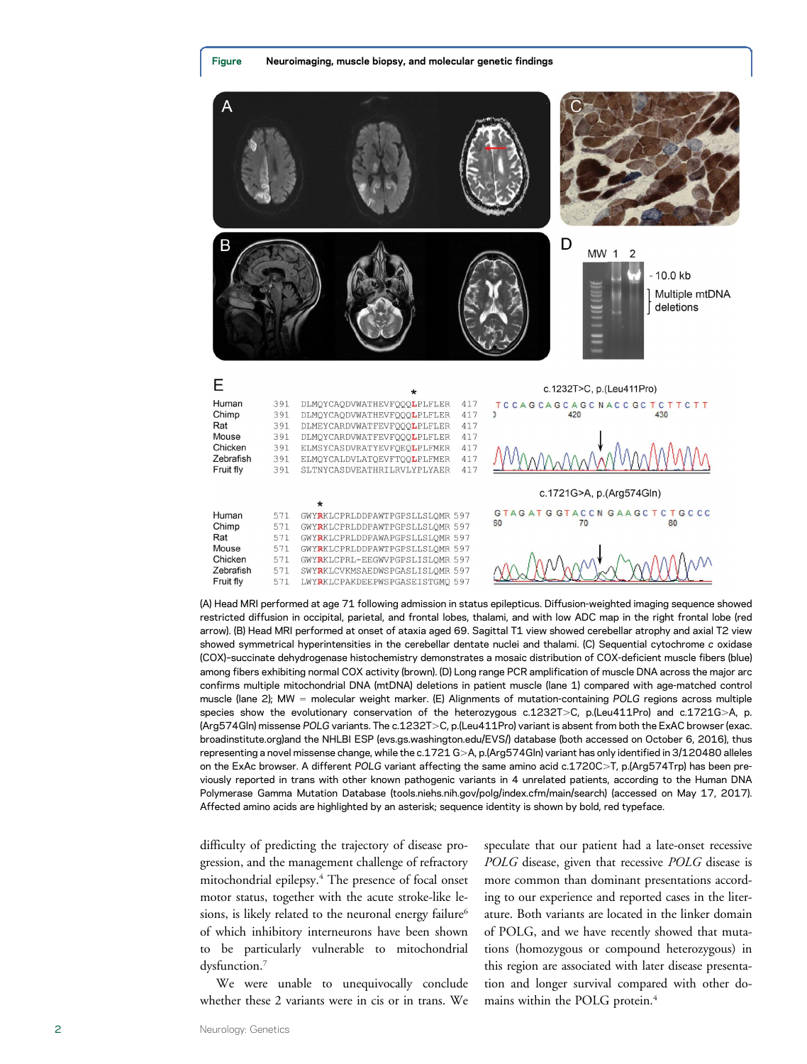**Figure** Neuroimaging, muscle biopsy, and molecular genetic findings

(A) Head MRI performed at age 71 following admission in status epilepticus. Diffusion-weighted imaging sequence showed restricted diffusion in occipital, parietal, and frontal lobes, thalami, and with low ADC map in the right frontal lobe (red arrow). (B) Head MRI performed at onset of ataxia aged 69. Sagittal T1 view showed cerebellar atrophy and axial T2 view showed symmetrical hyperintensities in the cerebellar dentate nuclei and thalami. (C) Sequential cytochrome c oxidase (COX)–succinate dehydrogenase histochemistry demonstrates a mosaic distribution of COX-deficient muscle fibers (blue) among fibers exhibiting normal COX activity (brown). (D) Long range PCR amplification of muscle DNA across the major arc confirms multiple mitochondrial DNA (mtDNA) deletions in patient muscle (lane 1) compared with age-matched control muscle (lane 2); MW = molecular weight marker. (E) Alignments of mutation-containing *POLG* regions across multiple species show the evolutionary conservation of the heterozygous c.1232T>C, p.(Leu411Pro) and c.1721G>A, p.(Arg574Gln) missense *POLG* variants. The c.1232T>C, p.(Leu411Pro) variant is absent from both the ExAC browser (exac.broadinstitute.org)and the NHLBI ESP (evs.gs.washington.edu/EVS/) database (both accessed on October 6, 2016), thus representing a novel missense change, while the c.1721 G>A, p.(Arg574Gln) variant has only identified in 3/120480 alleles on the ExAc browser. A different *POLG* variant affecting the same amino acid c.1720C>T, p.(Arg574Trp) has been previously reported in trans with other known pathogenic variants in 4 unrelated patients, according to the Human DNA Polymerase Gamma Mutation Database (tools.niehs.nih.gov/polg/index.cfm/main/search) (accessed on May 17, 2017). Affected amino acids are highlighted by an asterisk; sequence identity is shown by bold, red typeface.

difficulty of predicting the trajectory of disease progression, and the management challenge of refractory mitochondrial epilepsy.[4] The presence of focal onset motor status, together with the acute stroke-like lesions, is likely related to the neuronal energy failure[6] of which inhibitory interneurons have been shown to be particularly vulnerable to mitochondrial dysfunction.[7]

We were unable to unequivocally conclude whether these 2 variants were in cis or in trans. We speculate that our patient had a late-onset recessive *POLG* disease, given that recessive *POLG* disease is more common than dominant presentations according to our experience and reported cases in the literature. Both variants are located in the linker domain of POLG, and we have recently showed that mutations (homozygous or compound heterozygous) in this region are associated with later disease presentation and longer survival compared with other domains within the POLG protein.[4]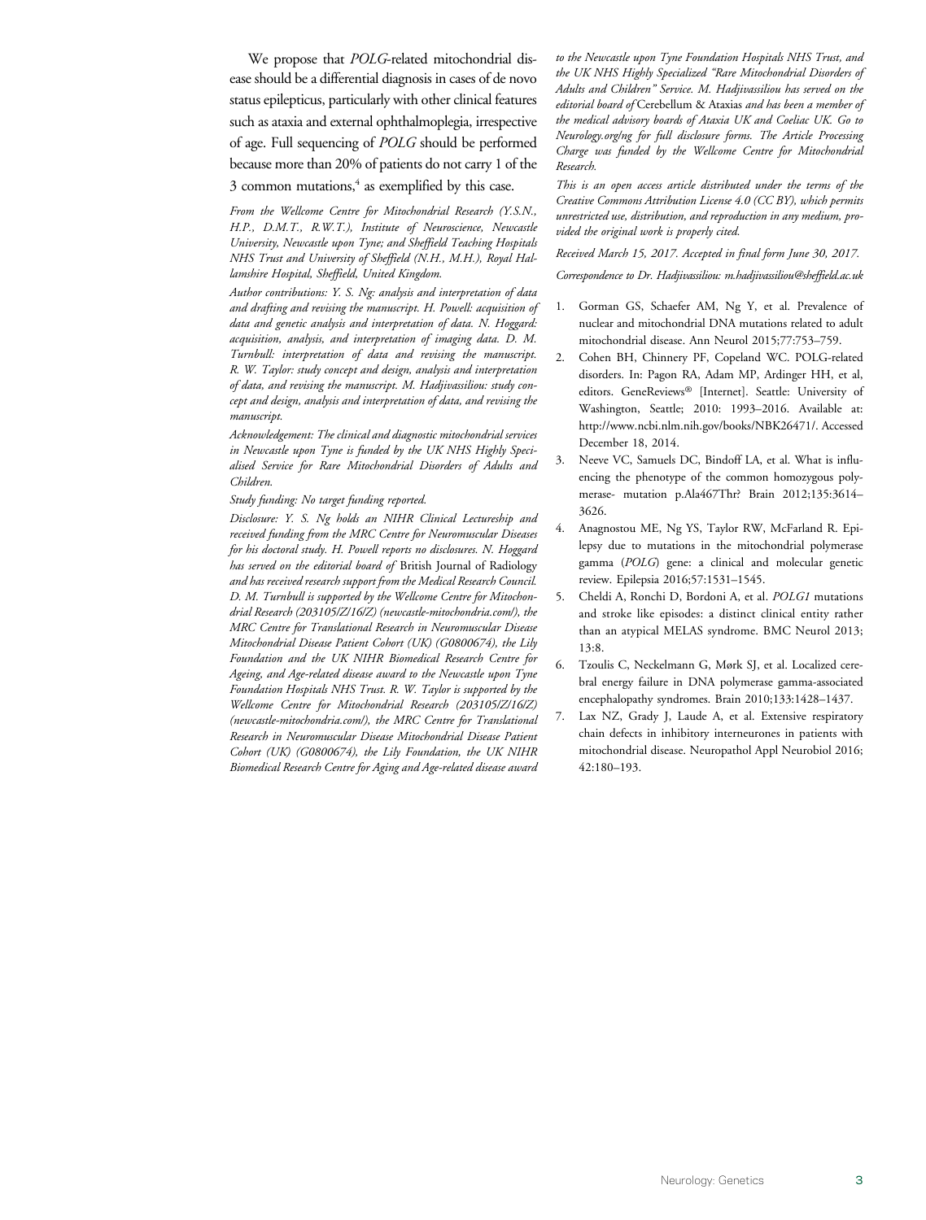We propose that *POLG*-related mitochondrial disease should be a differential diagnosis in cases of de novo status epilepticus, particularly with other clinical features such as ataxia and external ophthalmoplegia, irrespective of age. Full sequencing of *POLG* should be performed because more than 20% of patients do not carry 1 of the 3 common mutations,[4] as exemplified by this case.

*From the Wellcome Centre for Mitochondrial Research (Y.S.N., H.P., D.M.T., R.W.T.), Institute of Neuroscience, Newcastle University, Newcastle upon Tyne; and Sheffield Teaching Hospitals NHS Trust and University of Sheffield (N.H., M.H.), Royal Hallamshire Hospital, Sheffield, United Kingdom.*

*Author contributions: Y. S. Ng: analysis and interpretation of data and drafting and revising the manuscript. H. Powell: acquisition of data and genetic analysis and interpretation of data. N. Hoggard: acquisition, analysis, and interpretation of imaging data. D. M. Turnbull: interpretation of data and revising the manuscript. R. W. Taylor: study concept and design, analysis and interpretation of data, and revising the manuscript. M. Hadjivassiliou: study concept and design, analysis and interpretation of data, and revising the manuscript.*

*Acknowledgement: The clinical and diagnostic mitochondrial services in Newcastle upon Tyne is funded by the UK NHS Highly Specialised Service for Rare Mitochondrial Disorders of Adults and Children.*

*Study funding: No target funding reported.*

*Disclosure: Y. S. Ng holds an NIHR Clinical Lectureship and received funding from the MRC Centre for Neuromuscular Diseases for his doctoral study. H. Powell reports no disclosures. N. Hoggard has served on the editorial board of* British Journal of Radiology *and has received research support from the Medical Research Council. D. M. Turnbull is supported by the Wellcome Centre for Mitochondrial Research (203105/Z/16/Z) (newcastle-mitochondria.com/), the MRC Centre for Translational Research in Neuromuscular Disease Mitochondrial Disease Patient Cohort (UK) (G0800674), the Lily Foundation and the UK NIHR Biomedical Research Centre for Ageing, and Age-related disease award to the Newcastle upon Tyne Foundation Hospitals NHS Trust. R. W. Taylor is supported by the Wellcome Centre for Mitochondrial Research (203105/Z/16/Z) (newcastle-mitochondria.com/), the MRC Centre for Translational Research in Neuromuscular Disease Mitochondrial Disease Patient Cohort (UK) (G0800674), the Lily Foundation, the UK NIHR Biomedical Research Centre for Aging and Age-related disease award to the Newcastle upon Tyne Foundation Hospitals NHS Trust, and the UK NHS Highly Specialized "Rare Mitochondrial Disorders of Adults and Children" Service. M. Hadjivassiliou has served on the editorial board of* Cerebellum & Ataxias *and has been a member of the medical advisory boards of Ataxia UK and Coeliac UK. Go to Neurology.org/ng for full disclosure forms. The Article Processing Charge was funded by the Wellcome Centre for Mitochondrial Research.*

*This is an open access article distributed under the terms of the Creative Commons Attribution License 4.0 (CC BY), which permits unrestricted use, distribution, and reproduction in any medium, provided the original work is properly cited.*

*Received March 15, 2017. Accepted in final form June 30, 2017.*

*Correspondence to Dr. Hadjivassiliou: m.hadjivassiliou@sheffield.ac.uk*

1. Gorman GS, Schaefer AM, Ng Y, et al. Prevalence of nuclear and mitochondrial DNA mutations related to adult mitochondrial disease. Ann Neurol 2015;77:753–759.
2. Cohen BH, Chinnery PF, Copeland WC. POLG-related disorders. In: Pagon RA, Adam MP, Ardinger HH, et al, editors. GeneReviews® [Internet]. Seattle: University of Washington, Seattle; 2010: 1993–2016. Available at: http://www.ncbi.nlm.nih.gov/books/NBK26471/. Accessed December 18, 2014.
3. Neeve VC, Samuels DC, Bindoff LA, et al. What is influencing the phenotype of the common homozygous polymerase- mutation p.Ala467Thr? Brain 2012;135:3614–3626.
4. Anagnostou ME, Ng YS, Taylor RW, McFarland R. Epilepsy due to mutations in the mitochondrial polymerase gamma (*POLG*) gene: a clinical and molecular genetic review. Epilepsia 2016;57:1531–1545.
5. Cheldi A, Ronchi D, Bordoni A, et al. *POLG1* mutations and stroke like episodes: a distinct clinical entity rather than an atypical MELAS syndrome. BMC Neurol 2013;13:8.
6. Tzoulis C, Neckelmann G, Mørk SJ, et al. Localized cerebral energy failure in DNA polymerase gamma-associated encephalopathy syndromes. Brain 2010;133:1428–1437.
7. Lax NZ, Grady J, Laude A, et al. Extensive respiratory chain defects in inhibitory interneurones in patients with mitochondrial disease. Neuropathol Appl Neurobiol 2016;42:180–193.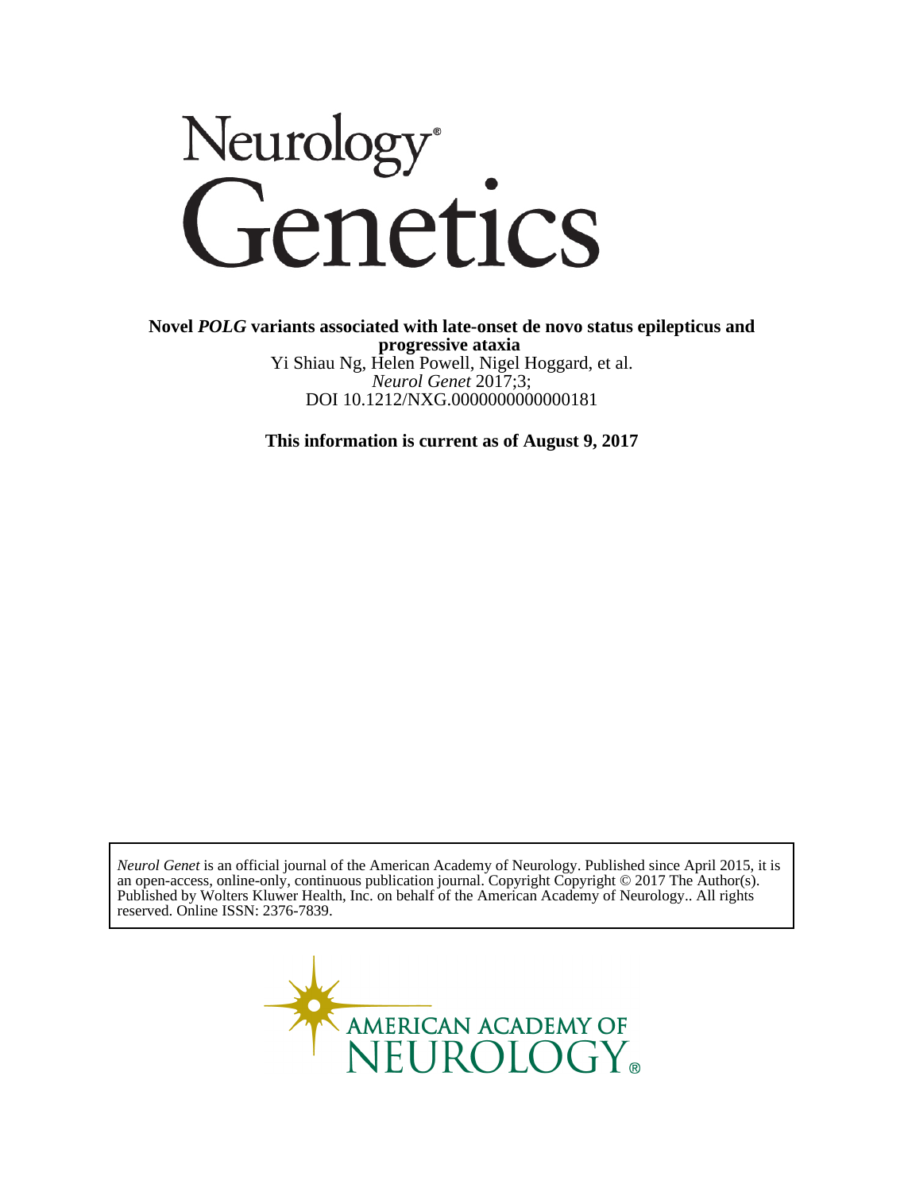**Novel *POLG* variants associated with late-onset de novo status epilepticus and progressive ataxia**

Yi Shiau Ng, Helen Powell, Nigel Hoggard, et al.

*Neurol Genet* 2017;3;

DOI 10.1212/NXG.0000000000000181

**This information is current as of August 9, 2017**

*Neurol Genet* is an official journal of the American Academy of Neurology. Published since April 2015, it is an open-access, online-only, continuous publication journal. Copyright Copyright © 2017 The Author(s). Published by Wolters Kluwer Health, Inc. on behalf of the American Academy of Neurology.. All rights reserved. Online ISSN: 2376-7839.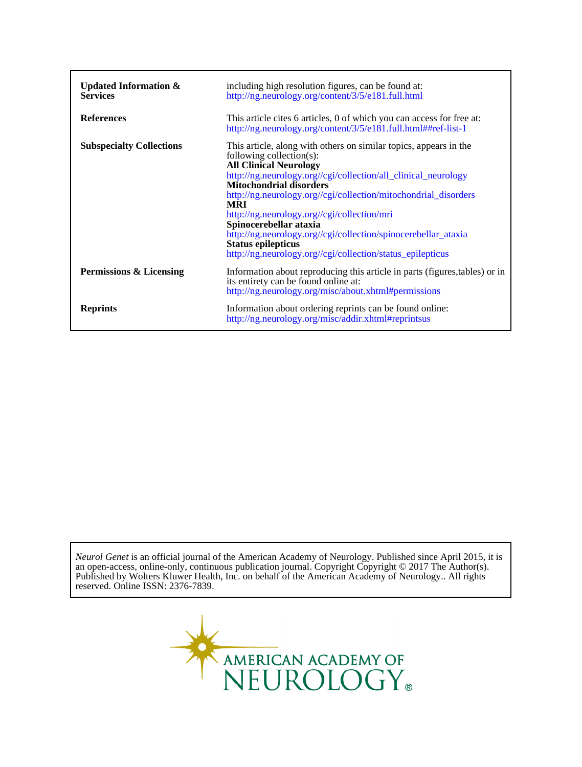| | |
|---|---|
| **Updated Information & Services** | including high resolution figures, can be found at: http://ng.neurology.org/content/3/5/e181.full.html |
| **References** | This article cites 6 articles, 0 of which you can access for free at: http://ng.neurology.org/content/3/5/e181.full.html##ref-list-1 |
| **Subspecialty Collections** | This article, along with others on similar topics, appears in the following collection(s): **All Clinical Neurology** http://ng.neurology.org//cgi/collection/all_clinical_neurology **Mitochondrial disorders** http://ng.neurology.org//cgi/collection/mitochondrial_disorders **MRI** http://ng.neurology.org//cgi/collection/mri **Spinocerebellar ataxia** http://ng.neurology.org//cgi/collection/spinocerebellar_ataxia **Status epilepticus** http://ng.neurology.org//cgi/collection/status_epilepticus |
| **Permissions & Licensing** | Information about reproducing this article in parts (figures,tables) or in its entirety can be found online at: http://ng.neurology.org/misc/about.xhtml#permissions |
| **Reprints** | Information about ordering reprints can be found online: http://ng.neurology.org/misc/addir.xhtml#reprintsus |

*Neurol Genet* is an official journal of the American Academy of Neurology. Published since April 2015, it is an open-access, online-only, continuous publication journal. Copyright Copyright © 2017 The Author(s). Published by Wolters Kluwer Health, Inc. on behalf of the American Academy of Neurology.. All rights reserved. Online ISSN: 2376-7839.

AMERICAN ACADEMY OF NEUROLOGY®